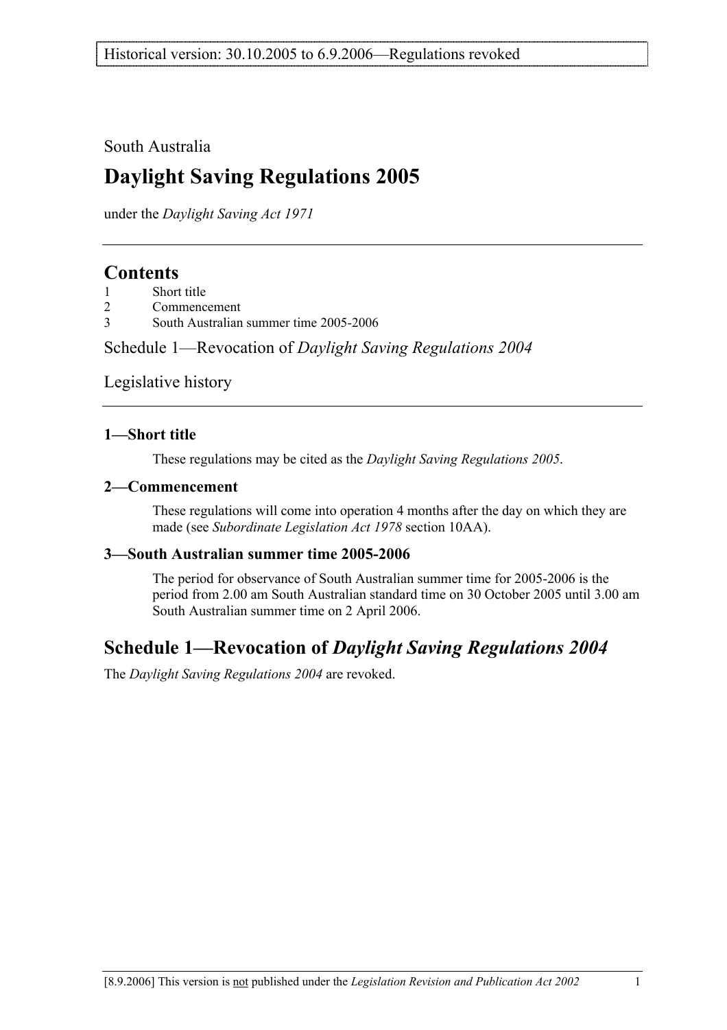Historical version: 30.10.2005 to 6.9.2006—Regulations revoked

South Australia

# Daylight Saving Regulations 2005

under the *Daylight Saving Act 1971*

## Contents

1 Short title
2 Commencement
3 South Australian summer time 2005-2006

Schedule 1—Revocation of *Daylight Saving Regulations 2004*

Legislative history

### 1—Short title

These regulations may be cited as the *Daylight Saving Regulations 2005*.

### 2—Commencement

These regulations will come into operation 4 months after the day on which they are made (see *Subordinate Legislation Act 1978* section 10AA).

### 3—South Australian summer time 2005-2006

The period for observance of South Australian summer time for 2005-2006 is the period from 2.00 am South Australian standard time on 30 October 2005 until 3.00 am South Australian summer time on 2 April 2006.

## Schedule 1—Revocation of *Daylight Saving Regulations 2004*

The *Daylight Saving Regulations 2004* are revoked.

[8.9.2006] This version is not published under the *Legislation Revision and Publication Act 2002*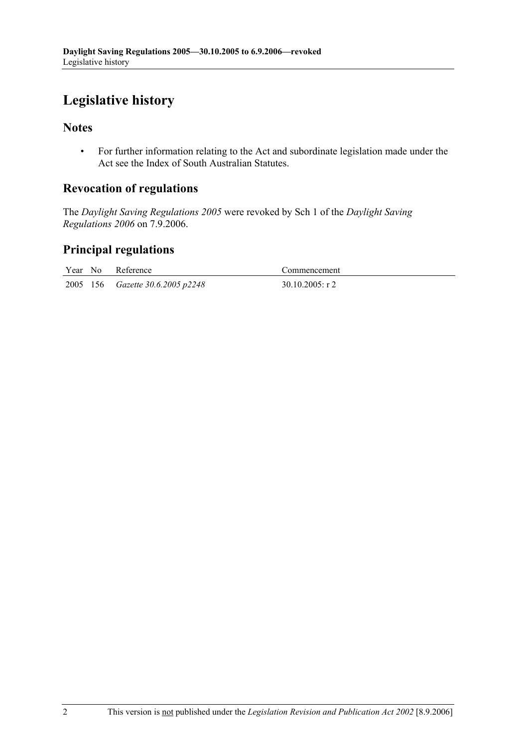# Legislative history

## Notes

- For further information relating to the Act and subordinate legislation made under the Act see the Index of South Australian Statutes.

## Revocation of regulations

The *Daylight Saving Regulations 2005* were revoked by Sch 1 of the *Daylight Saving Regulations 2006* on 7.9.2006.

## Principal regulations

| Year | No | Reference | Commencement |
|---|---|---|---|
| 2005 | 156 | *Gazette 30.6.2005 p2248* | 30.10.2005: r 2 |